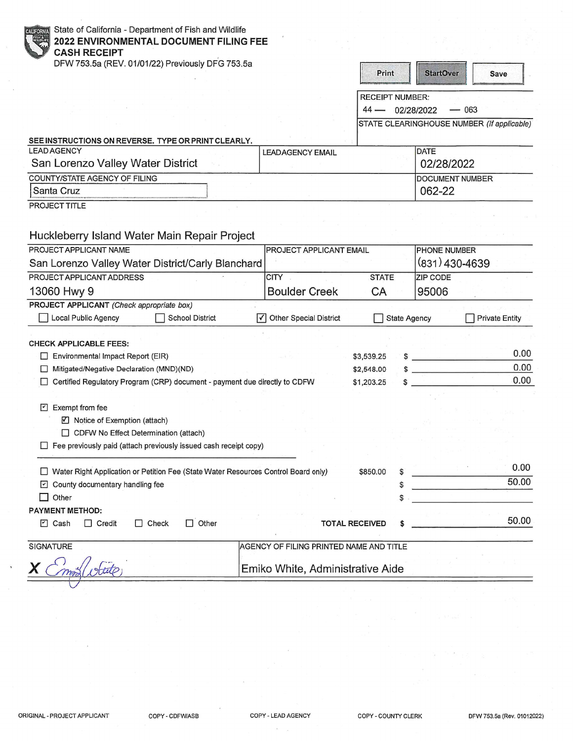State of California - Department of Fish and Wildlife

# 2022 ENVIRONMENTAL DOCUMENT FILING FEE CASH RECEIPT

DFW 753.5a (REV. 01/01/22) Previously DFG 753.5a

Print | StartOver | Save

RECEIPT NUMBER:
44 — 02/28/2022 — 063

STATE CLEARINGHOUSE NUMBER *(If applicable)*

SEE INSTRUCTIONS ON REVERSE. TYPE OR PRINT CLEARLY.

| LEAD AGENCY | LEADAGENCY EMAIL | DATE |
|---|---|---|
| San Lorenzo Valley Water District | | 02/28/2022 |

| COUNTY/STATE AGENCY OF FILING | DOCUMENT NUMBER |
|---|---|
| Santa Cruz | 062-22 |

PROJECT TITLE

Huckleberry Island Water Main Repair Project

| PROJECT APPLICANT NAME | PROJECT APPLICANT EMAIL | | PHONE NUMBER |
|---|---|---|---|
| San Lorenzo Valley Water District/Carly Blanchard | | | (831) 430-4639 |
| **PROJECT APPLICANT ADDRESS** | **CITY** | **STATE** | **ZIP CODE** |
| 13060 Hwy 9 | Boulder Creek | CA | 95006 |

**PROJECT APPLICANT** *(Check appropriate box)*

☐ Local Public Agency ☐ School District ☑ Other Special District ☐ State Agency ☐ Private Entity

**CHECK APPLICABLE FEES:**

| | | |
|---|---|---|
| ☐ Environmental Impact Report (EIR) | $3,539.25 | $ 0.00 |
| ☐ Mitigated/Negative Declaration (MND)(ND) | $2,548.00 | $ 0.00 |
| ☐ Certified Regulatory Program (CRP) document - payment due directly to CDFW | $1,203.25 | $ 0.00 |

☑ Exempt from fee
- ☑ Notice of Exemption (attach)
- ☐ CDFW No Effect Determination (attach)

☐ Fee previously paid (attach previously issued cash receipt copy)

| | | |
|---|---|---|
| ☐ Water Right Application or Petition Fee (State Water Resources Control Board only) | $850.00 | $ 0.00 |
| ☑ County documentary handling fee | | $ 50.00 |
| ☐ Other | | $ |

**PAYMENT METHOD:**

☑ Cash ☐ Credit ☐ Check ☐ Other

**TOTAL RECEIVED** $ 50.00

| SIGNATURE | AGENCY OF FILING PRINTED NAME AND TITLE |
|---|---|
| X Emiko White | Emiko White, Administrative Aide |

ORIGINAL - PROJECT APPLICANT | COPY - CDFW/ASB | COPY - LEAD AGENCY | COPY - COUNTY CLERK | DFW 753.5a (Rev. 01012022)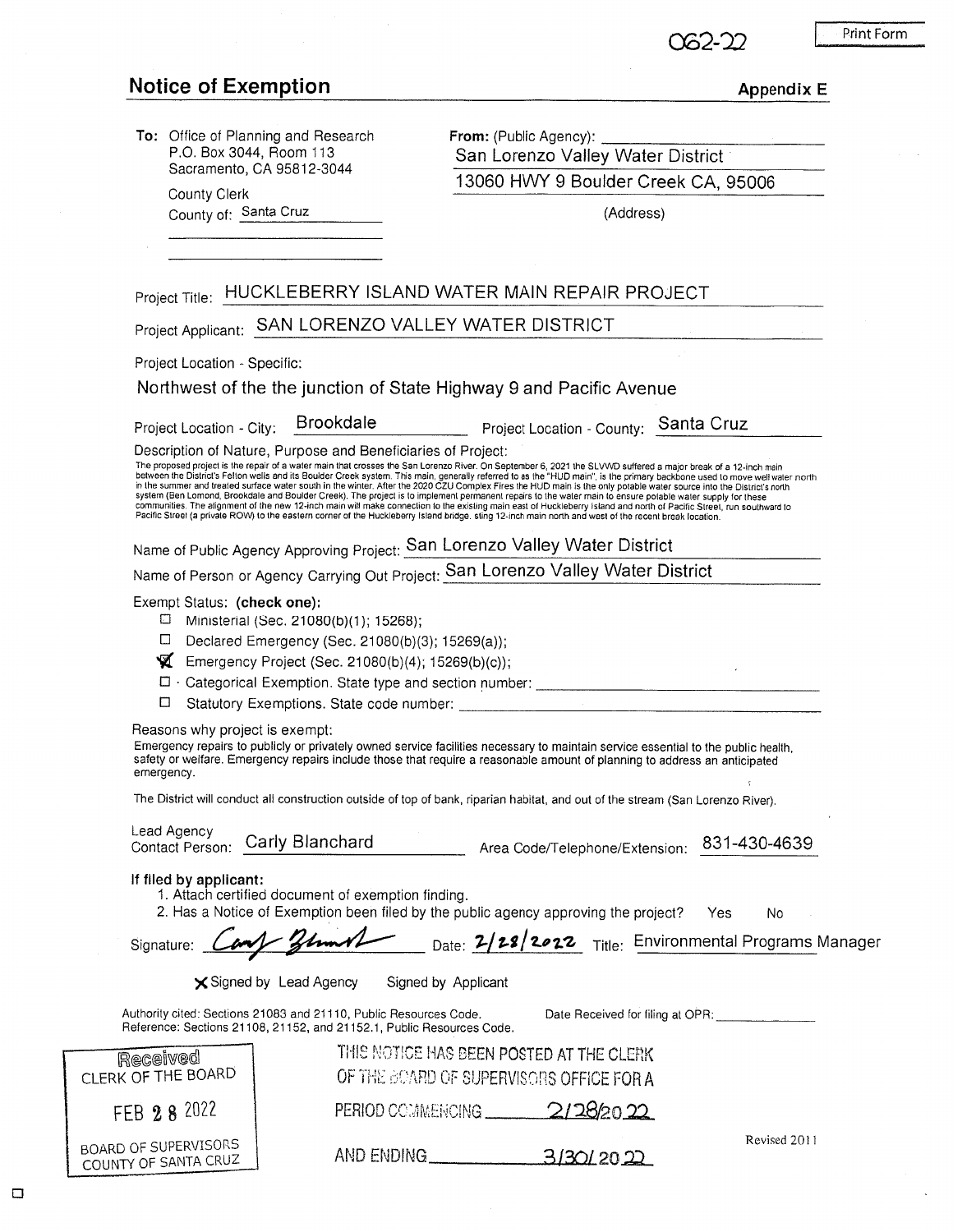062-22

Print Form

## Notice of Exemption

**Appendix E**

**To:** Office of Planning and Research
P.O. Box 3044, Room 113
Sacramento, CA 95812-3044

County Clerk
County of: Santa Cruz

**From:** (Public Agency):
San Lorenzo Valley Water District
13060 HWY 9 Boulder Creek CA, 95006
(Address)

Project Title: HUCKLEBERRY ISLAND WATER MAIN REPAIR PROJECT

Project Applicant: SAN LORENZO VALLEY WATER DISTRICT

Project Location - Specific:

Northwest of the the junction of State Highway 9 and Pacific Avenue

Project Location - City: Brookdale  Project Location - County: Santa Cruz

Description of Nature, Purpose and Beneficiaries of Project:

The proposed project is the repair of a water main that crosses the San Lorenzo River. On September 6, 2021 the SLVWD suffered a major break of a 12-inch main between the District's Felton wells and its Boulder Creek system. This main, generally referred to as the "HUD main", is the primary backbone used to move well water north in the summer and treated surface water south in the winter. After the 2020 CZU Complex Fires the HUD main is the only potable water source into the District's north system (Ben Lomond, Brookdale and Boulder Creek). The project is to implement permanent repairs to the water main to ensure potable water supply for these communities. The alignment of the new 12-inch main will make connection to the existing main east of Huckleberry Island and north of Pacific Street, run southward to Pacific Street (a private ROW) to the eastern corner of the Huckleberry Island bridge. sting 12-inch main north and west of the recent break location.

Name of Public Agency Approving Project: San Lorenzo Valley Water District

Name of Person or Agency Carrying Out Project: San Lorenzo Valley Water District

Exempt Status: **(check one):**

- ☐ Ministerial (Sec. 21080(b)(1); 15268);
- ☐ Declared Emergency (Sec. 21080(b)(3); 15269(a));
- ☒ Emergency Project (Sec. 21080(b)(4); 15269(b)(c));
- ☐ Categorical Exemption. State type and section number:
- ☐ Statutory Exemptions. State code number:

Reasons why project is exempt:

Emergency repairs to publicly or privately owned service facilities necessary to maintain service essential to the public health, safety or welfare. Emergency repairs include those that require a reasonable amount of planning to address an anticipated emergency.

The District will conduct all construction outside of top of bank, riparian habitat, and out of the stream (San Lorenzo River).

Lead Agency Contact Person: Carly Blanchard  Area Code/Telephone/Extension: 831-430-4639

**If filed by applicant:**

1. Attach certified document of exemption finding.
2. Has a Notice of Exemption been filed by the public agency approving the project? Yes No

Signature: [signature]  Date: 2/28/2022  Title: Environmental Programs Manager

☒ Signed by Lead Agency  Signed by Applicant

Authority cited: Sections 21083 and 21110, Public Resources Code.
Reference: Sections 21108, 21152, and 21152.1, Public Resources Code.

Date Received for filing at OPR:

Received
CLERK OF THE BOARD
FEB 28 2022
BOARD OF SUPERVISORS
COUNTY OF SANTA CRUZ

THIS NOTICE HAS BEEN POSTED AT THE CLERK OF THE BOARD OF SUPERVISORS OFFICE FOR A PERIOD COMMENCING 2/28/2022 AND ENDING 3/30/2022

Revised 2011